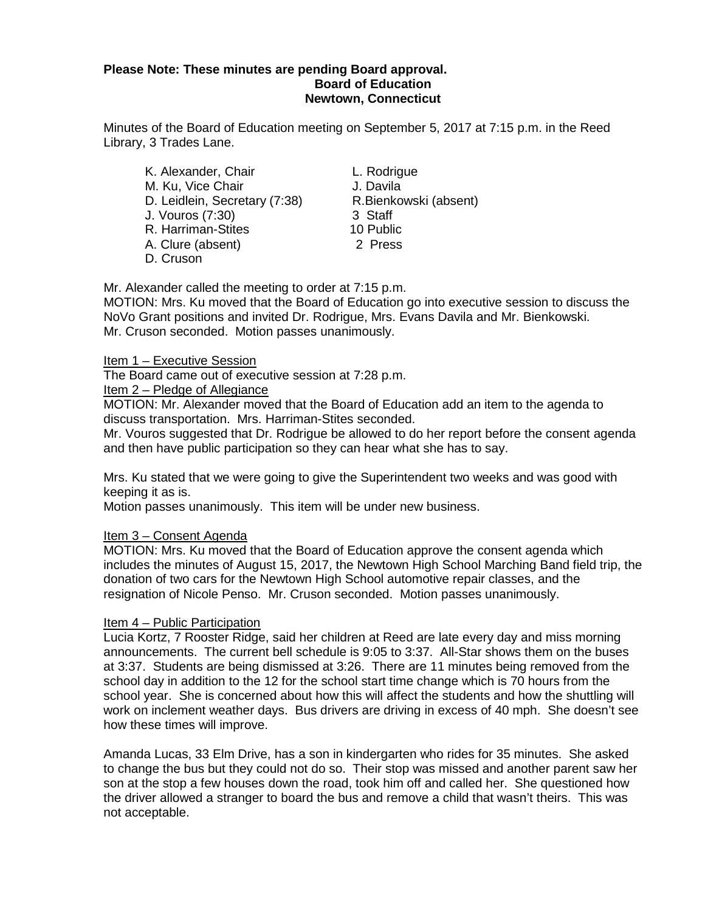**Please Note: These minutes are pending Board approval.**

**Board of Education**

**Newtown, Connecticut**

Minutes of the Board of Education meeting on September 5, 2017 at 7:15 p.m. in the Reed Library, 3 Trades Lane.

| | |
|---|---|
| K. Alexander, Chair | L. Rodrigue |
| M. Ku, Vice Chair | J. Davila |
| D. Leidlein, Secretary (7:38) | R.Bienkowski (absent) |
| J. Vouros (7:30) | 3 Staff |
| R. Harriman-Stites | 10 Public |
| A. Clure (absent) | 2 Press |
| D. Cruson | |

Mr. Alexander called the meeting to order at 7:15 p.m.

MOTION: Mrs. Ku moved that the Board of Education go into executive session to discuss the NoVo Grant positions and invited Dr. Rodrigue, Mrs. Evans Davila and Mr. Bienkowski. Mr. Cruson seconded. Motion passes unanimously.

Item 1 – Executive Session

The Board came out of executive session at 7:28 p.m.

Item 2 – Pledge of Allegiance

MOTION: Mr. Alexander moved that the Board of Education add an item to the agenda to discuss transportation. Mrs. Harriman-Stites seconded.

Mr. Vouros suggested that Dr. Rodrigue be allowed to do her report before the consent agenda and then have public participation so they can hear what she has to say.

Mrs. Ku stated that we were going to give the Superintendent two weeks and was good with keeping it as is.

Motion passes unanimously. This item will be under new business.

Item 3 – Consent Agenda

MOTION: Mrs. Ku moved that the Board of Education approve the consent agenda which includes the minutes of August 15, 2017, the Newtown High School Marching Band field trip, the donation of two cars for the Newtown High School automotive repair classes, and the resignation of Nicole Penso. Mr. Cruson seconded. Motion passes unanimously.

Item 4 – Public Participation

Lucia Kortz, 7 Rooster Ridge, said her children at Reed are late every day and miss morning announcements. The current bell schedule is 9:05 to 3:37. All-Star shows them on the buses at 3:37. Students are being dismissed at 3:26. There are 11 minutes being removed from the school day in addition to the 12 for the school start time change which is 70 hours from the school year. She is concerned about how this will affect the students and how the shuttling will work on inclement weather days. Bus drivers are driving in excess of 40 mph. She doesn't see how these times will improve.

Amanda Lucas, 33 Elm Drive, has a son in kindergarten who rides for 35 minutes. She asked to change the bus but they could not do so. Their stop was missed and another parent saw her son at the stop a few houses down the road, took him off and called her. She questioned how the driver allowed a stranger to board the bus and remove a child that wasn't theirs. This was not acceptable.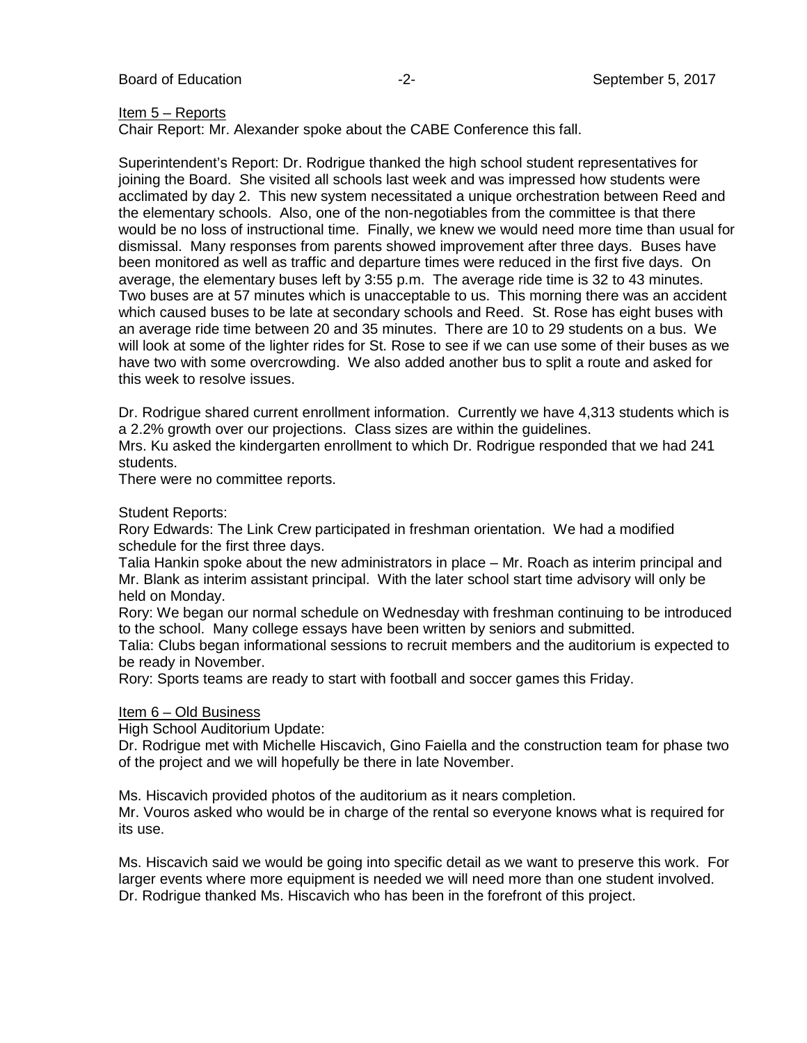Item 5 – Reports

Chair Report: Mr. Alexander spoke about the CABE Conference this fall.

Superintendent's Report: Dr. Rodrigue thanked the high school student representatives for joining the Board. She visited all schools last week and was impressed how students were acclimated by day 2. This new system necessitated a unique orchestration between Reed and the elementary schools. Also, one of the non-negotiables from the committee is that there would be no loss of instructional time. Finally, we knew we would need more time than usual for dismissal. Many responses from parents showed improvement after three days. Buses have been monitored as well as traffic and departure times were reduced in the first five days. On average, the elementary buses left by 3:55 p.m. The average ride time is 32 to 43 minutes. Two buses are at 57 minutes which is unacceptable to us. This morning there was an accident which caused buses to be late at secondary schools and Reed. St. Rose has eight buses with an average ride time between 20 and 35 minutes. There are 10 to 29 students on a bus. We will look at some of the lighter rides for St. Rose to see if we can use some of their buses as we have two with some overcrowding. We also added another bus to split a route and asked for this week to resolve issues.

Dr. Rodrigue shared current enrollment information. Currently we have 4,313 students which is a 2.2% growth over our projections. Class sizes are within the guidelines.

Mrs. Ku asked the kindergarten enrollment to which Dr. Rodrigue responded that we had 241 students.

There were no committee reports.

Student Reports:

Rory Edwards: The Link Crew participated in freshman orientation. We had a modified schedule for the first three days.

Talia Hankin spoke about the new administrators in place – Mr. Roach as interim principal and Mr. Blank as interim assistant principal. With the later school start time advisory will only be held on Monday.

Rory: We began our normal schedule on Wednesday with freshman continuing to be introduced to the school. Many college essays have been written by seniors and submitted.

Talia: Clubs began informational sessions to recruit members and the auditorium is expected to be ready in November.

Rory: Sports teams are ready to start with football and soccer games this Friday.

Item 6 – Old Business

High School Auditorium Update:

Dr. Rodrigue met with Michelle Hiscavich, Gino Faiella and the construction team for phase two of the project and we will hopefully be there in late November.

Ms. Hiscavich provided photos of the auditorium as it nears completion.

Mr. Vouros asked who would be in charge of the rental so everyone knows what is required for its use.

Ms. Hiscavich said we would be going into specific detail as we want to preserve this work. For larger events where more equipment is needed we will need more than one student involved.

Dr. Rodrigue thanked Ms. Hiscavich who has been in the forefront of this project.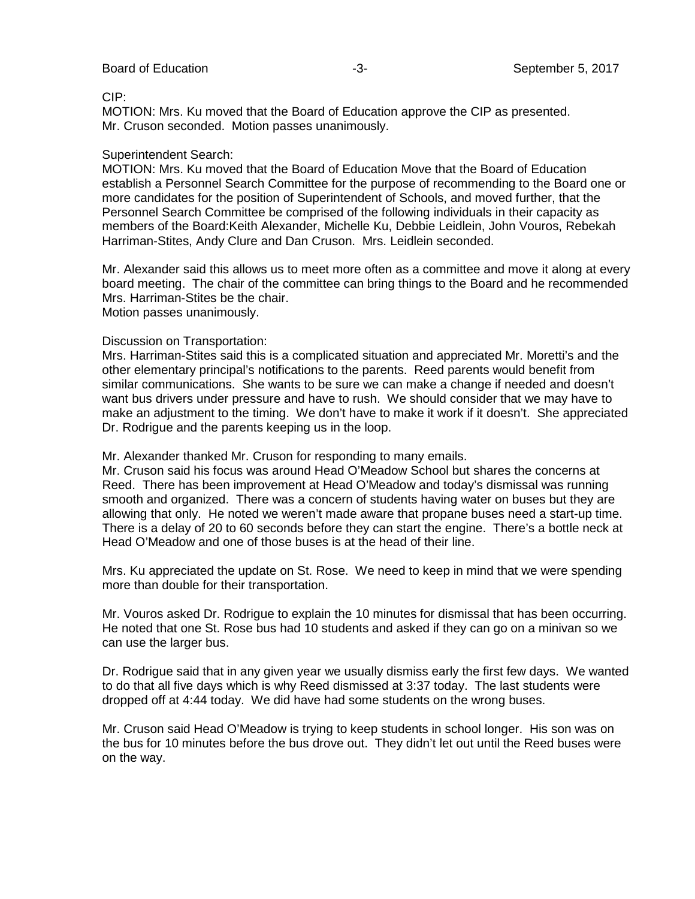CIP:
MOTION: Mrs. Ku moved that the Board of Education approve the CIP as presented. Mr. Cruson seconded. Motion passes unanimously.

Superintendent Search:
MOTION: Mrs. Ku moved that the Board of Education Move that the Board of Education establish a Personnel Search Committee for the purpose of recommending to the Board one or more candidates for the position of Superintendent of Schools, and moved further, that the Personnel Search Committee be comprised of the following individuals in their capacity as members of the Board:Keith Alexander, Michelle Ku, Debbie Leidlein, John Vouros, Rebekah Harriman-Stites, Andy Clure and Dan Cruson. Mrs. Leidlein seconded.

Mr. Alexander said this allows us to meet more often as a committee and move it along at every board meeting. The chair of the committee can bring things to the Board and he recommended Mrs. Harriman-Stites be the chair.
Motion passes unanimously.

Discussion on Transportation:
Mrs. Harriman-Stites said this is a complicated situation and appreciated Mr. Moretti's and the other elementary principal's notifications to the parents. Reed parents would benefit from similar communications. She wants to be sure we can make a change if needed and doesn't want bus drivers under pressure and have to rush. We should consider that we may have to make an adjustment to the timing. We don't have to make it work if it doesn't. She appreciated Dr. Rodrigue and the parents keeping us in the loop.

Mr. Alexander thanked Mr. Cruson for responding to many emails.
Mr. Cruson said his focus was around Head O'Meadow School but shares the concerns at Reed. There has been improvement at Head O'Meadow and today's dismissal was running smooth and organized. There was a concern of students having water on buses but they are allowing that only. He noted we weren't made aware that propane buses need a start-up time. There is a delay of 20 to 60 seconds before they can start the engine. There's a bottle neck at Head O'Meadow and one of those buses is at the head of their line.

Mrs. Ku appreciated the update on St. Rose. We need to keep in mind that we were spending more than double for their transportation.

Mr. Vouros asked Dr. Rodrigue to explain the 10 minutes for dismissal that has been occurring. He noted that one St. Rose bus had 10 students and asked if they can go on a minivan so we can use the larger bus.

Dr. Rodrigue said that in any given year we usually dismiss early the first few days. We wanted to do that all five days which is why Reed dismissed at 3:37 today. The last students were dropped off at 4:44 today. We did have had some students on the wrong buses.

Mr. Cruson said Head O'Meadow is trying to keep students in school longer. His son was on the bus for 10 minutes before the bus drove out. They didn't let out until the Reed buses were on the way.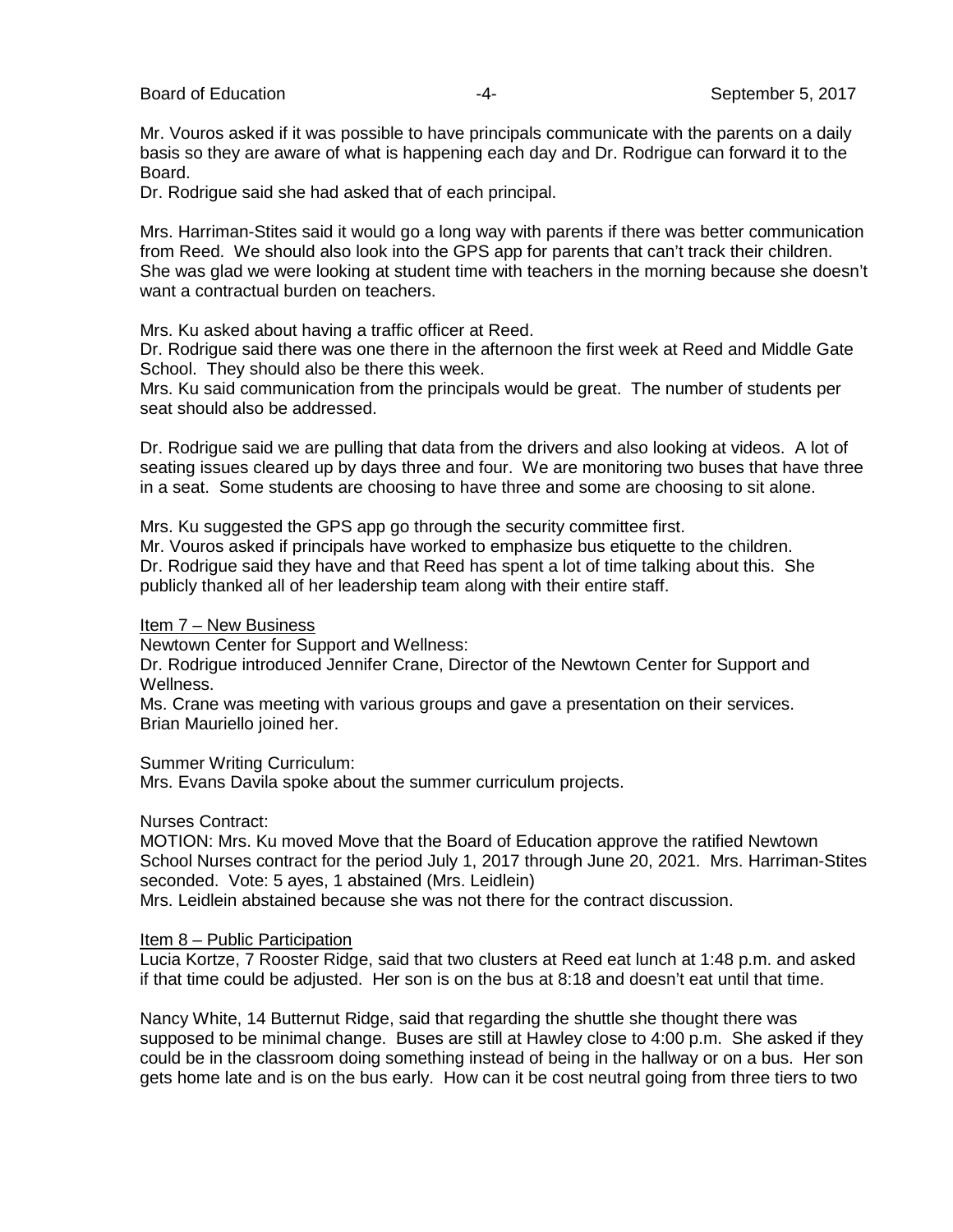Mr. Vouros asked if it was possible to have principals communicate with the parents on a daily basis so they are aware of what is happening each day and Dr. Rodrigue can forward it to the Board.
Dr. Rodrigue said she had asked that of each principal.

Mrs. Harriman-Stites said it would go a long way with parents if there was better communication from Reed. We should also look into the GPS app for parents that can't track their children. She was glad we were looking at student time with teachers in the morning because she doesn't want a contractual burden on teachers.

Mrs. Ku asked about having a traffic officer at Reed.
Dr. Rodrigue said there was one there in the afternoon the first week at Reed and Middle Gate School. They should also be there this week.
Mrs. Ku said communication from the principals would be great. The number of students per seat should also be addressed.

Dr. Rodrigue said we are pulling that data from the drivers and also looking at videos. A lot of seating issues cleared up by days three and four. We are monitoring two buses that have three in a seat. Some students are choosing to have three and some are choosing to sit alone.

Mrs. Ku suggested the GPS app go through the security committee first.
Mr. Vouros asked if principals have worked to emphasize bus etiquette to the children.
Dr. Rodrigue said they have and that Reed has spent a lot of time talking about this. She publicly thanked all of her leadership team along with their entire staff.

Item 7 – New Business

Newtown Center for Support and Wellness:
Dr. Rodrigue introduced Jennifer Crane, Director of the Newtown Center for Support and Wellness.
Ms. Crane was meeting with various groups and gave a presentation on their services. Brian Mauriello joined her.

Summer Writing Curriculum:
Mrs. Evans Davila spoke about the summer curriculum projects.

Nurses Contract:
MOTION: Mrs. Ku moved Move that the Board of Education approve the ratified Newtown School Nurses contract for the period July 1, 2017 through June 20, 2021. Mrs. Harriman-Stites seconded. Vote: 5 ayes, 1 abstained (Mrs. Leidlein)
Mrs. Leidlein abstained because she was not there for the contract discussion.

Item 8 – Public Participation

Lucia Kortze, 7 Rooster Ridge, said that two clusters at Reed eat lunch at 1:48 p.m. and asked if that time could be adjusted. Her son is on the bus at 8:18 and doesn't eat until that time.

Nancy White, 14 Butternut Ridge, said that regarding the shuttle she thought there was supposed to be minimal change. Buses are still at Hawley close to 4:00 p.m. She asked if they could be in the classroom doing something instead of being in the hallway or on a bus. Her son gets home late and is on the bus early. How can it be cost neutral going from three tiers to two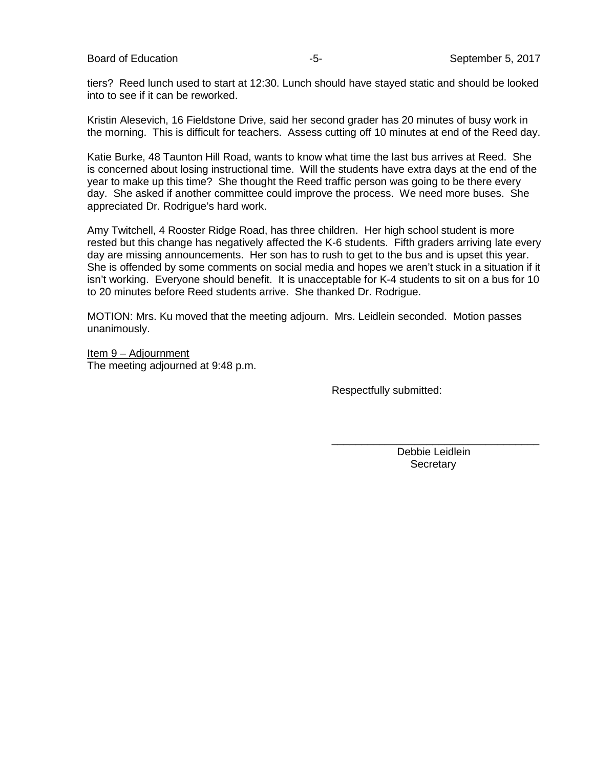tiers? Reed lunch used to start at 12:30. Lunch should have stayed static and should be looked into to see if it can be reworked.

Kristin Alesevich, 16 Fieldstone Drive, said her second grader has 20 minutes of busy work in the morning. This is difficult for teachers. Assess cutting off 10 minutes at end of the Reed day.

Katie Burke, 48 Taunton Hill Road, wants to know what time the last bus arrives at Reed. She is concerned about losing instructional time. Will the students have extra days at the end of the year to make up this time? She thought the Reed traffic person was going to be there every day. She asked if another committee could improve the process. We need more buses. She appreciated Dr. Rodrigue's hard work.

Amy Twitchell, 4 Rooster Ridge Road, has three children. Her high school student is more rested but this change has negatively affected the K-6 students. Fifth graders arriving late every day are missing announcements. Her son has to rush to get to the bus and is upset this year. She is offended by some comments on social media and hopes we aren't stuck in a situation if it isn't working. Everyone should benefit. It is unacceptable for K-4 students to sit on a bus for 10 to 20 minutes before Reed students arrive. She thanked Dr. Rodrigue.

MOTION: Mrs. Ku moved that the meeting adjourn. Mrs. Leidlein seconded. Motion passes unanimously.

<u>Item 9 – Adjournment</u>
The meeting adjourned at 9:48 p.m.

Respectfully submitted:

___________________________________
Debbie Leidlein
Secretary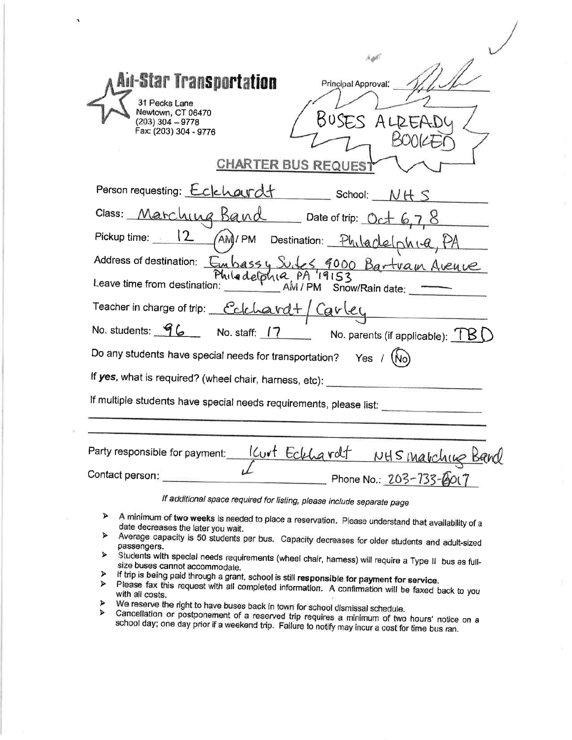# All-Star Transportation

31 Pecks Lane
Newtown, CT 06470
(203) 304 – 9778
Fax: (203) 304 - 9776

Principal Approval: _[signature]_

BUSES ALREADY BOOKED

## CHARTER BUS REQUEST

Person requesting: Eckhardt  School: NHS

Class: Marching Band  Date of trip: Oct 6, 7, 8

Pickup time: 12 (AM) / PM  Destination: Philadelphia, PA

Address of destination: Embassy Suites 9000 Bartram Avenue Philadelphia, PA 19153

Leave time from destination: ________ AM / PM  Snow/Rain date: ——

Teacher in charge of trip: Eckhardt / Carley

No. students: 96  No. staff: 17  No. parents (if applicable): TBD

Do any students have special needs for transportation? Yes / (No)

If **yes**, what is required? (wheel chair, harness, etc): ____________________

If multiple students have special needs requirements, please list: ____________________

Party responsible for payment: Kurt Eckhardt  NHS Marching Band

Contact person: ✓  Phone No.: 203-733-6017

*If additional space required for listing, please include separate page*

- A minimum of **two weeks** is needed to place a reservation. Please understand that availability of a date decreases the later you wait.
- Average capacity is 50 students per bus. Capacity decreases for older students and adult-sized passengers.
- Students with special needs requirements (wheel chair, harness) will require a Type II bus as full-size buses cannot accommodate.
- If trip is being paid through a grant, school is still **responsible for payment for service.**
- Please fax this request with all completed information. A confirmation will be faxed back to you with all costs.
- We reserve the right to have buses back in town for school dismissal schedule.
- Cancellation or postponement of a reserved trip requires a minimum of two hours' notice on a school day; one day prior if a weekend trip. Failure to notify may incur a cost for time bus ran.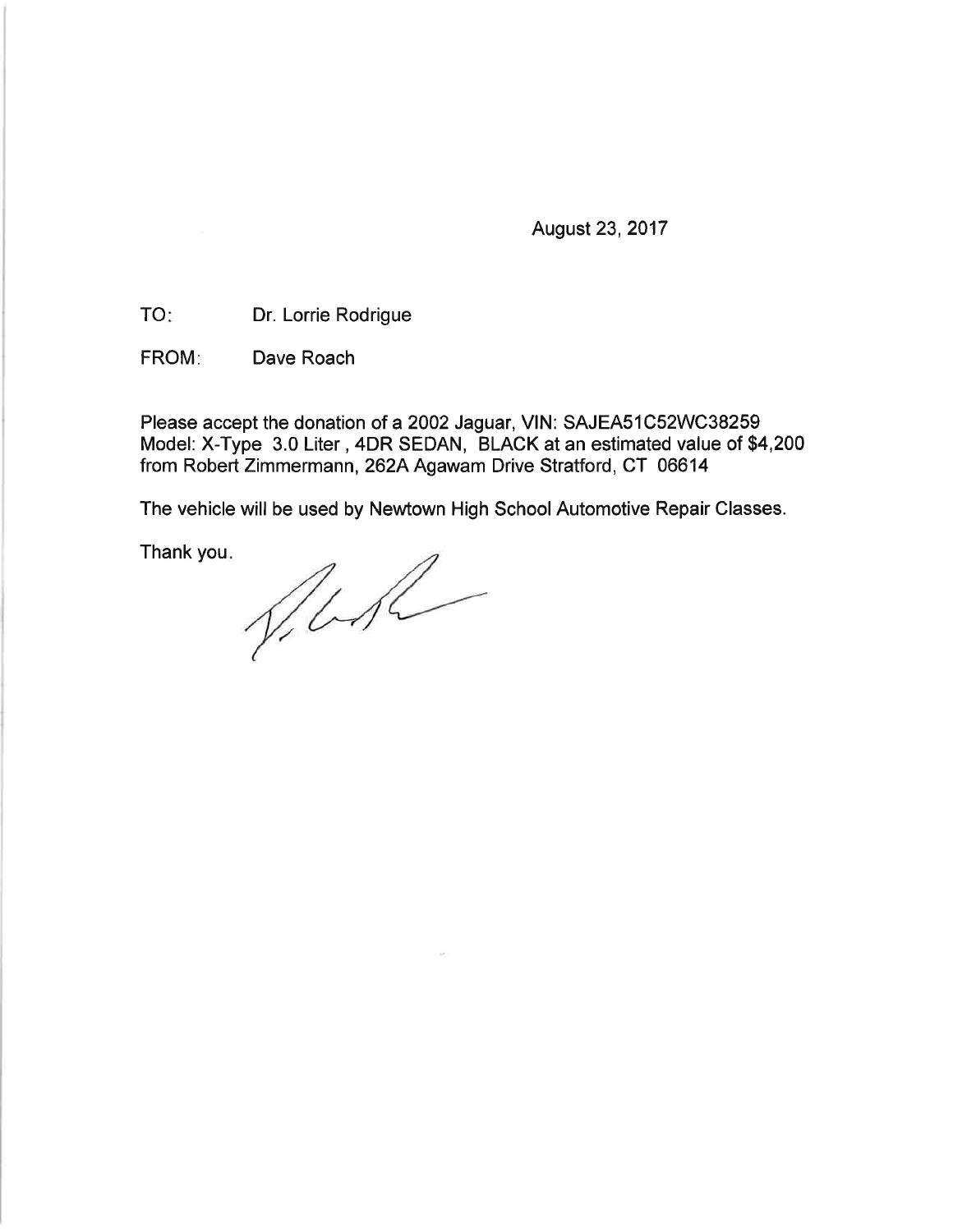August 23, 2017

TO: Dr. Lorrie Rodrigue

FROM: Dave Roach

Please accept the donation of a 2002 Jaguar, VIN: SAJEA51C52WC38259
Model: X-Type 3.0 Liter , 4DR SEDAN, BLACK at an estimated value of $4,200
from Robert Zimmermann, 262A Agawam Drive Stratford, CT 06614

The vehicle will be used by Newtown High School Automotive Repair Classes.

Thank you.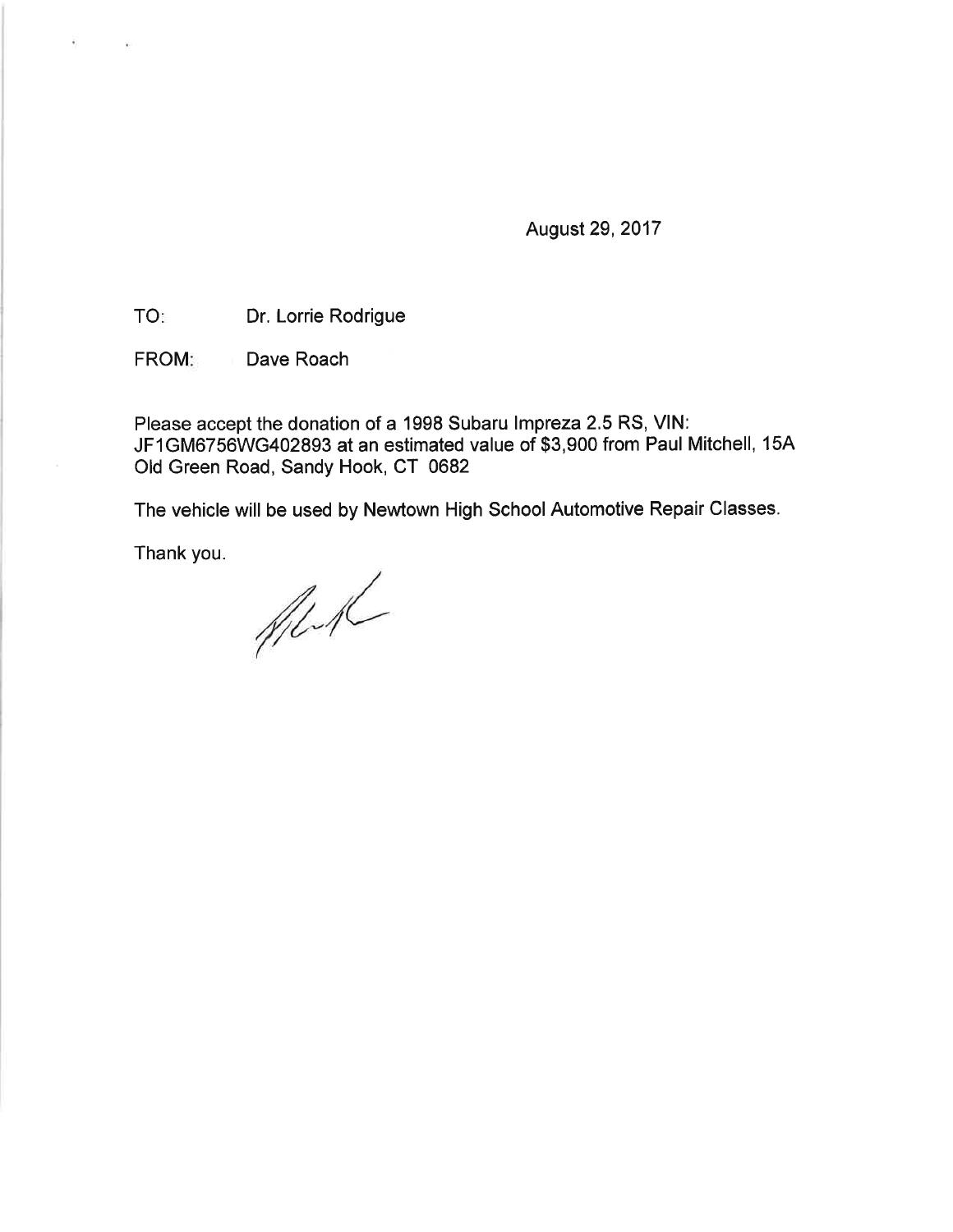August 29, 2017

TO: Dr. Lorrie Rodrigue

FROM: Dave Roach

Please accept the donation of a 1998 Subaru Impreza 2.5 RS, VIN: JF1GM6756WG402893 at an estimated value of $3,900 from Paul Mitchell, 15A Old Green Road, Sandy Hook, CT 0682

The vehicle will be used by Newtown High School Automotive Repair Classes.

Thank you.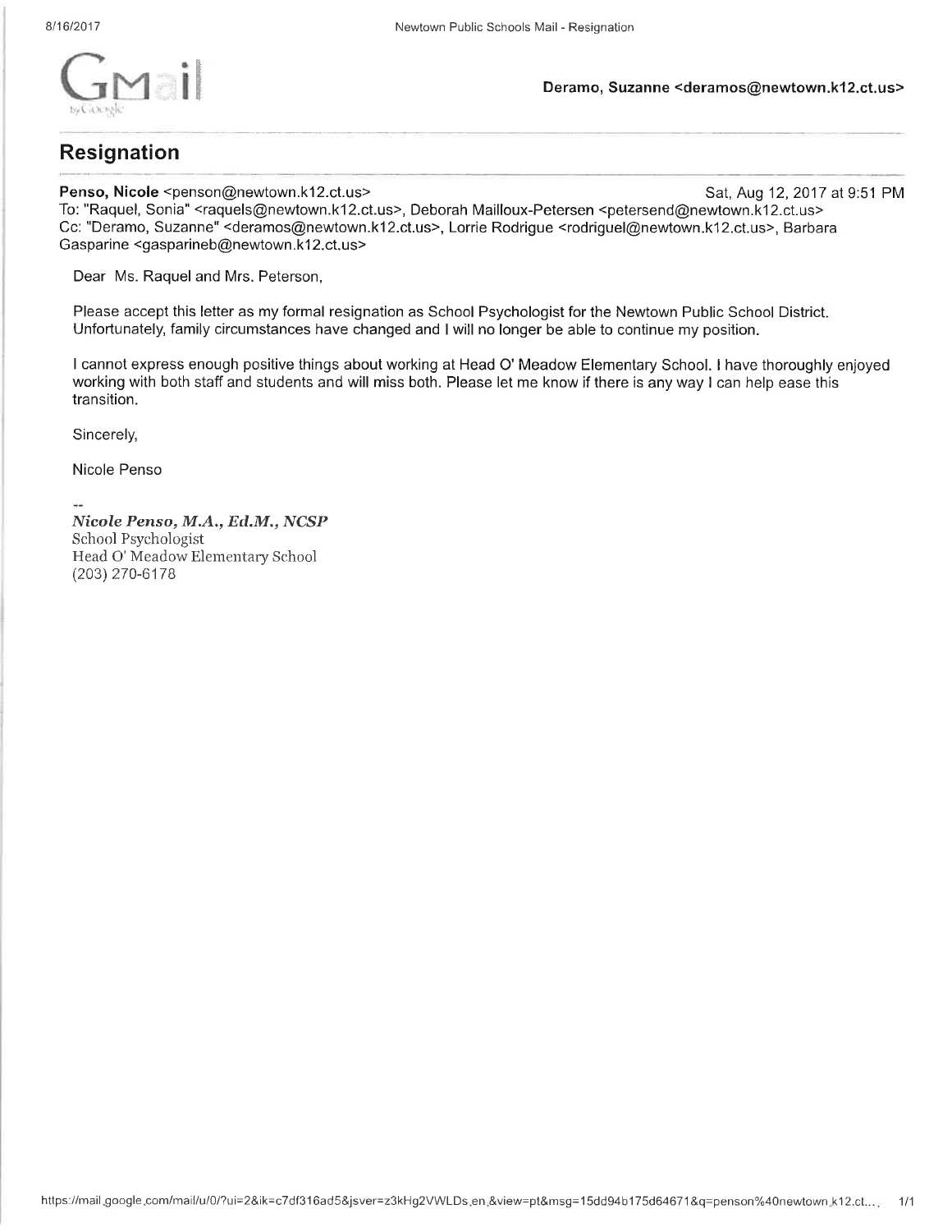Deramo, Suzanne <deramos@newtown.k12.ct.us>

# Resignation

**Penso, Nicole** <penson@newtown.k12.ct.us> Sat, Aug 12, 2017 at 9:51 PM
To: "Raquel, Sonia" <raquels@newtown.k12.ct.us>, Deborah Mailloux-Petersen <petersend@newtown.k12.ct.us>
Cc: "Deramo, Suzanne" <deramos@newtown.k12.ct.us>, Lorrie Rodrigue <rodriguel@newtown.k12.ct.us>, Barbara Gasparine <gasparineb@newtown.k12.ct.us>

Dear Ms. Raquel and Mrs. Peterson,

Please accept this letter as my formal resignation as School Psychologist for the Newtown Public School District. Unfortunately, family circumstances have changed and I will no longer be able to continue my position.

I cannot express enough positive things about working at Head O' Meadow Elementary School. I have thoroughly enjoyed working with both staff and students and will miss both. Please let me know if there is any way I can help ease this transition.

Sincerely,

Nicole Penso

--

***Nicole Penso, M.A., Ed.M., NCSP***
School Psychologist
Head O' Meadow Elementary School
(203) 270-6178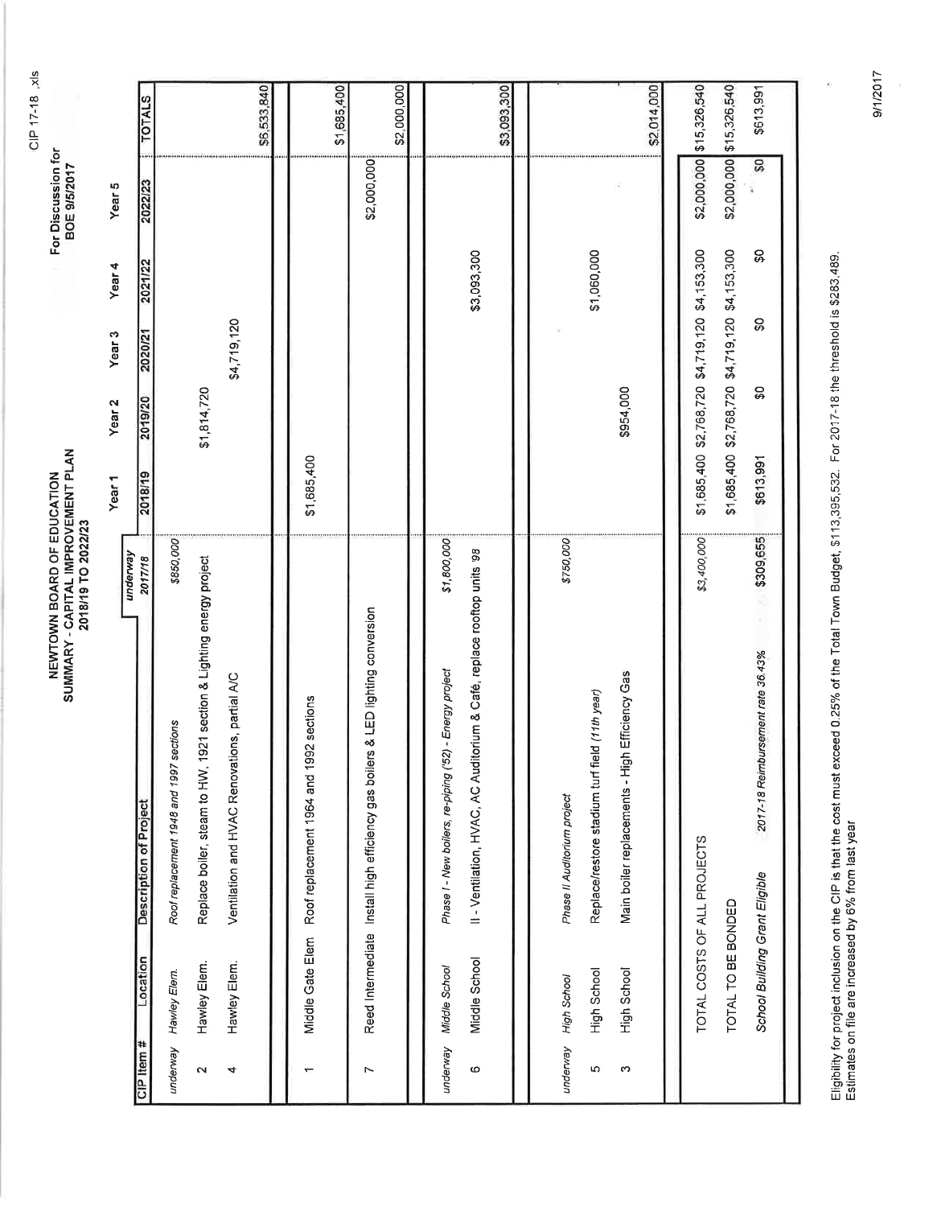CIP 17-18 .xls

For Discussion for BOE 9/5/2017

# NEWTOWN BOARD OF EDUCATION
## SUMMARY - CAPITAL IMPROVEMENT PLAN
### 2018/19 TO 2022/23

| CIP Item # | Location | Description of Project | *underway* 2017/18 | Year 1 2018/19 | Year 2 2019/20 | Year 3 2020/21 | Year 4 2021/22 | Year 5 2022/23 | TOTALS |
|---|---|---|---|---|---|---|---|---|---|
| *underway* | *Hawley Elem.* | *Roof replacement 1948 and 1997 sections* | *$850,000* | | | | | | |
| 2 | Hawley Elem. | Replace boiler, steam to HW, 1921 section & Lighting energy project | | | $1,814,720 | | | | |
| 4 | Hawley Elem. | Ventilation and HVAC Renovations, partial A/C | | | | $4,719,120 | | | |
| | | | | | | | | | $6,533,840 |
| 1 | Middle Gate Elem | Roof replacement 1964 and 1992 sections | | $1,685,400 | | | | | $1,685,400 |
| 7 | Reed Intermediate | Install high efficiency gas boilers & LED lighting conversion | | | | | | $2,000,000 | $2,000,000 |
| *underway* | *Middle School* | *Phase I - New boilers, re-piping ('52) - Energy project* | *$1,800,000* | | | | | | |
| 6 | Middle School | II - Ventilation, HVAC, AC Auditorium & Café, replace rooftop units '98 | | | | | $3,093,300 | | $3,093,300 |
| *underway* | *High School* | *Phase II Auditorium project* | *$750,000* | | | | | | |
| 5 | High School | Replace/restore stadium turf field *(11th year)* | | | | | $1,060,000 | | |
| 3 | High School | Main boiler replacements - High Efficiency Gas | | | $954,000 | | | | $2,014,000 |
| | TOTAL COSTS OF ALL PROJECTS | | *$3,400,000* | $1,685,400 | $2,768,720 | $4,719,120 | $4,153,300 | $2,000,000 | $15,326,540 |
| | TOTAL TO BE BONDED | | | $1,685,400 | $2,768,720 | $4,719,120 | $4,153,300 | $2,000,000 | $15,326,540 |
| | *School Building Grant Eligible* | *2017-18 Reimbursement rate 36.43%* | *$309,655* | $613,991 | $0 | $0 | $0 | $0 | $613,991 |

Eligibility for project inclusion on the CIP is that the cost must exceed 0.25% of the Total Town Budget, $113,395,532. For 2017-18 the threshold is $283,489.
Estimates on file are increased by 6% from last year

9/1/2017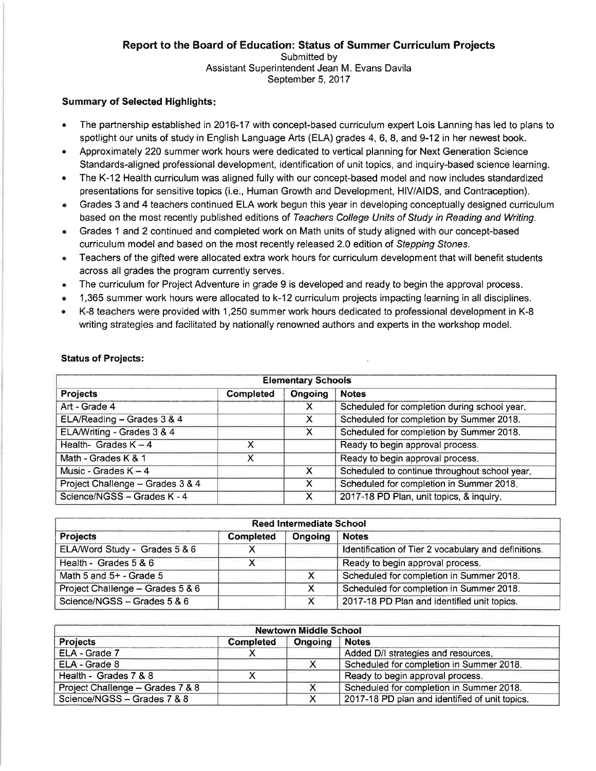# Report to the Board of Education: Status of Summer Curriculum Projects

Submitted by
Assistant Superintendent Jean M. Evans Davila
September 5, 2017

**Summary of Selected Highlights:**

- The partnership established in 2016-17 with concept-based curriculum expert Lois Lanning has led to plans to spotlight our units of study in English Language Arts (ELA) grades 4, 6, 8, and 9-12 in her newest book.
- Approximately 220 summer work hours were dedicated to vertical planning for Next Generation Science Standards-aligned professional development, identification of unit topics, and inquiry-based science learning.
- The K-12 Health curriculum was aligned fully with our concept-based model and now includes standardized presentations for sensitive topics (i.e., Human Growth and Development, HIV/AIDS, and Contraception).
- Grades 3 and 4 teachers continued ELA work begun this year in developing conceptually designed curriculum based on the most recently published editions of *Teachers College Units of Study in Reading and Writing*.
- Grades 1 and 2 continued and completed work on Math units of study aligned with our concept-based curriculum model and based on the most recently released 2.0 edition of *Stepping Stones*.
- Teachers of the gifted were allocated extra work hours for curriculum development that will benefit students across all grades the program currently serves.
- The curriculum for Project Adventure in grade 9 is developed and ready to begin the approval process.
- 1,365 summer work hours were allocated to k-12 curriculum projects impacting learning in all disciplines.
- K-8 teachers were provided with 1,250 summer work hours dedicated to professional development in K-8 writing strategies and facilitated by nationally renowned authors and experts in the workshop model.

**Status of Projects:**

| Elementary Schools | | | |
|---|---|---|---|
| **Projects** | **Completed** | **Ongoing** | **Notes** |
| Art - Grade 4 | | X | Scheduled for completion during school year. |
| ELA/Reading – Grades 3 & 4 | | X | Scheduled for completion by Summer 2018. |
| ELA/Writing - Grades 3 & 4 | | X | Scheduled for completion by Summer 2018. |
| Health- Grades K – 4 | X | | Ready to begin approval process. |
| Math - Grades K & 1 | X | | Ready to begin approval process. |
| Music - Grades K – 4 | | X | Scheduled to continue throughout school year. |
| Project Challenge – Grades 3 & 4 | | X | Scheduled for completion in Summer 2018. |
| Science/NGSS – Grades K - 4 | | X | 2017-18 PD Plan, unit topics, & inquiry. |

| Reed Intermediate School | | | |
|---|---|---|---|
| **Projects** | **Completed** | **Ongoing** | **Notes** |
| ELA/Word Study - Grades 5 & 6 | X | | Identification of Tier 2 vocabulary and definitions. |
| Health - Grades 5 & 6 | X | | Ready to begin approval process. |
| Math 5 and 5+ - Grade 5 | | X | Scheduled for completion in Summer 2018. |
| Project Challenge – Grades 5 & 6 | | X | Scheduled for completion in Summer 2018. |
| Science/NGSS – Grades 5 & 6 | | X | 2017-18 PD Plan and identified unit topics. |

| Newtown Middle School | | | |
|---|---|---|---|
| **Projects** | **Completed** | **Ongoing** | **Notes** |
| ELA - Grade 7 | X | | Added D/I strategies and resources. |
| ELA - Grade 8 | | X | Scheduled for completion in Summer 2018. |
| Health - Grades 7 & 8 | X | | Ready to begin approval process. |
| Project Challenge – Grades 7 & 8 | | X | Scheduled for completion in Summer 2018. |
| Science/NGSS – Grades 7 & 8 | | X | 2017-18 PD plan and identified of unit topics. |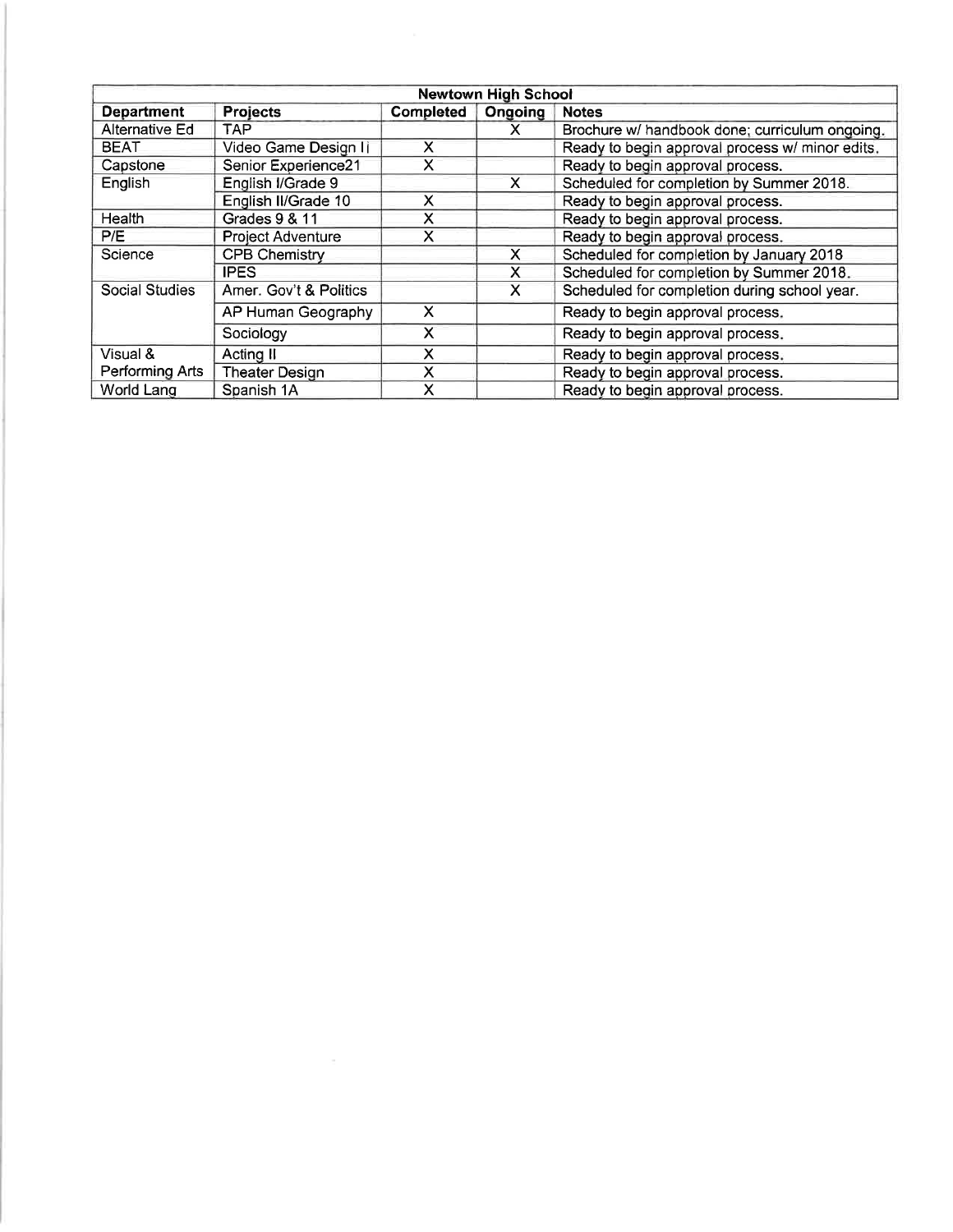| Newtown High School | | | | |
|---|---|---|---|---|
| **Department** | **Projects** | **Completed** | **Ongoing** | **Notes** |
| Alternative Ed | TAP | | X | Brochure w/ handbook done; curriculum ongoing. |
| BEAT | Video Game Design Ii | X | | Ready to begin approval process w/ minor edits. |
| Capstone | Senior Experience21 | X | | Ready to begin approval process. |
| English | English I/Grade 9 | | X | Scheduled for completion by Summer 2018. |
| | English II/Grade 10 | X | | Ready to begin approval process. |
| Health | Grades 9 & 11 | X | | Ready to begin approval process. |
| P/E | Project Adventure | X | | Ready to begin approval process. |
| Science | CPB Chemistry | | X | Scheduled for completion by January 2018 |
| | IPES | | X | Scheduled for completion by Summer 2018. |
| Social Studies | Amer. Gov't & Politics | | X | Scheduled for completion during school year. |
| | AP Human Geography | X | | Ready to begin approval process. |
| | Sociology | X | | Ready to begin approval process. |
| Visual & Performing Arts | Acting II | X | | Ready to begin approval process. |
| | Theater Design | X | | Ready to begin approval process. |
| World Lang | Spanish 1A | X | | Ready to begin approval process. |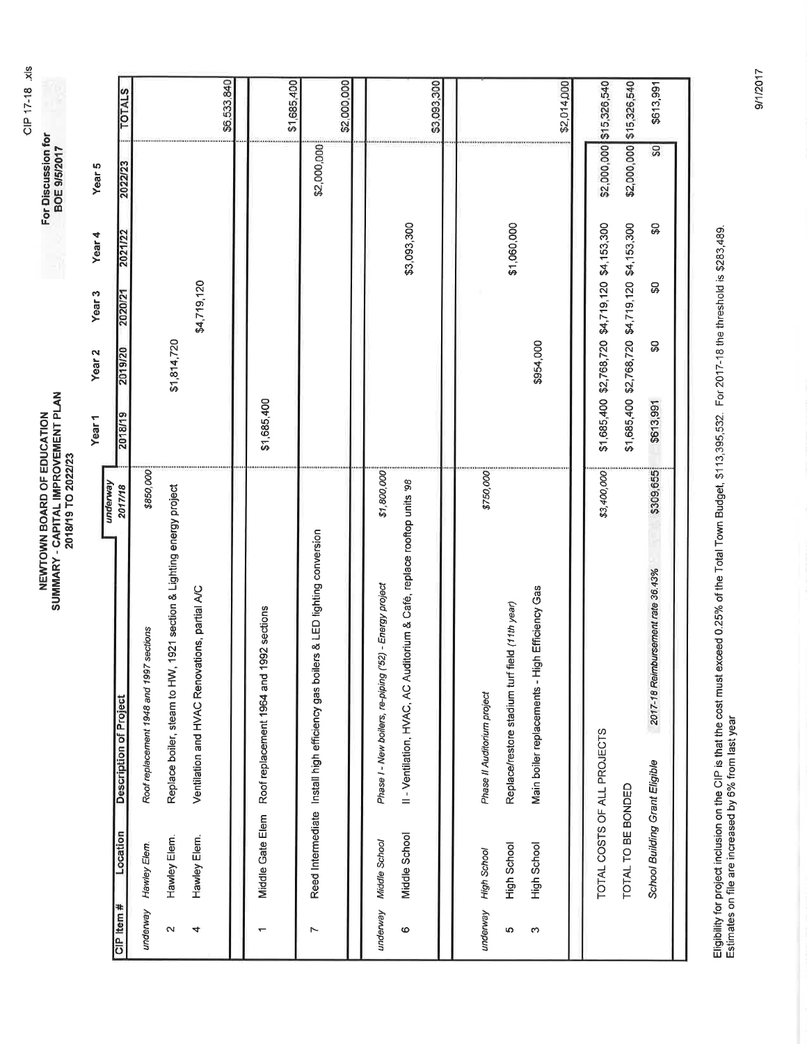CIP 17-18 .xls

**For Discussion for BOE 9/5/2017**

# NEWTOWN BOARD OF EDUCATION
## SUMMARY - CAPITAL IMPROVEMENT PLAN
### 2018/19 TO 2022/23

| CIP Item # | Location | Description of Project | underway 2017/18 | Year 1 2018/19 | Year 2 2019/20 | Year 3 2020/21 | Year 4 2021/22 | Year 5 2022/23 | TOTALS |
|---|---|---|---|---|---|---|---|---|---|
| *underway* | *Hawley Elem.* | *Roof replacement 1948 and 1997 sections* | *$850,000* | | | | | | |
| 2 | Hawley Elem. | Replace boiler, steam to HW, 1921 section & Lighting energy project | | | $1,814,720 | | | | |
| 4 | Hawley Elem. | Ventilation and HVAC Renovations, partial A/C | | | | $4,719,120 | | | |
| | | | | | | | | | $6,533,840 |
| 1 | Middle Gate Elem | Roof replacement 1964 and 1992 sections | | $1,685,400 | | | | | |
| | | | | | | | | | $1,685,400 |
| 7 | Reed Intermediate | Install high efficiency gas boilers & LED lighting conversion | | | | | | $2,000,000 | |
| | | | | | | | | | $2,000,000 |
| *underway* | *Middle School* | *Phase I - New boilers, re-piping ('52) - Energy project* | *$1,800,000* | | | | | | |
| 6 | Middle School | II - Ventilation, HVAC, AC Auditorium & Café, replace rooftop units '98 | | | | | $3,093,300 | | |
| | | | | | | | | | $3,093,300 |
| *underway* | *High School* | *Phase II Auditorium project* | *$750,000* | | | | | | |
| 5 | High School | Replace/restore stadium turf field *(11th year)* | | | | | $1,060,000 | | |
| 3 | High School | Main boiler replacements - High Efficiency Gas | | | $954,000 | | | | |
| | | | | | | | | | $2,014,000 |
| | TOTAL COSTS OF ALL PROJECTS | | $3,400,000 | $1,685,400 | $2,768,720 | $4,719,120 | $4,153,300 | $2,000,000 | $15,326,540 |
| | TOTAL TO BE BONDED | | | $1,685,400 | $2,768,720 | $4,719,120 | $4,153,300 | $2,000,000 | $15,326,540 |
| | *School Building Grant Eligible* | *2017-18 Reimbursement rate 36.43%* | $309,655 | $613,991 | $0 | $0 | $0 | $0 | $613,991 |

Eligibility for project inclusion on the CIP is that the cost must exceed 0.25% of the Total Town Budget, $113,395,532. For 2017-18 the threshold is $283,489.
Estimates on file are increased by 6% from last year

9/1/2017